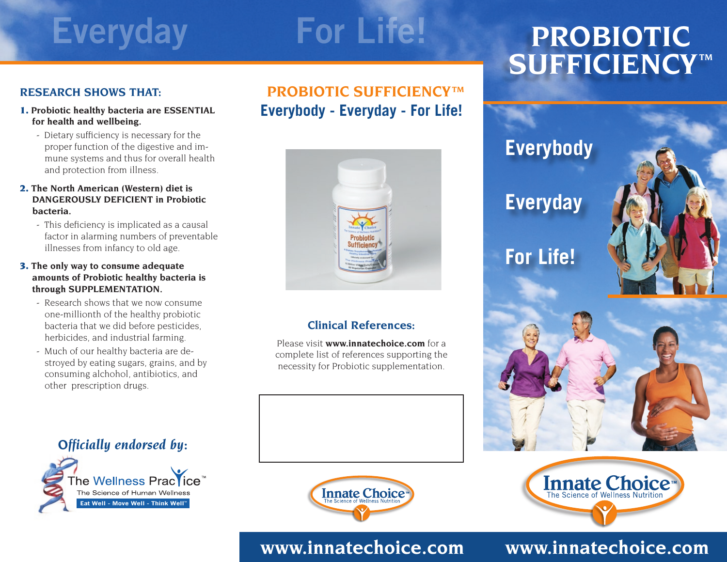Everyday For Life!

## RESEARCH SHOWS THAT:

1. **Probiotic healthy bacteria are ESSENTIAL for health and wellbeing.**
   - Dietary sufficiency is necessary for the proper function of the digestive and immune systems and thus for overall health and protection from illness.

2. **The North American (Western) diet is DANGEROUSLY DEFICIENT in Probiotic bacteria.**
   - This deficiency is implicated as a causal factor in alarming numbers of preventable illnesses from infancy to old age.

3. **The only way to consume adequate amounts of Probiotic healthy bacteria is through SUPPLEMENTATION.**
   - Research shows that we now consume one-millionth of the healthy probiotic bacteria that we did before pesticides, herbicides, and industrial farming.
   - Much of our healthy bacteria are destroyed by eating sugars, grains, and by consuming alchohol, antibiotics, and other prescription drugs.

*Officially endorsed by:*

The Wellness Practice™
The Science of Human Wellness
Eat Well - Move Well - Think Well™

## PROBIOTIC SUFFICIENCY™
## Everybody - Everyday - For Life!

### Clinical References:

Please visit **www.innatechoice.com** for a complete list of references supporting the necessity for Probiotic supplementation.

Innate Choice™
The Science of Wellness Nutrition

www.innatechoice.com

# PROBIOTIC SUFFICIENCY™

Everybody

Everyday

For Life!

Innate Choice™
The Science of Wellness Nutrition

www.innatechoice.com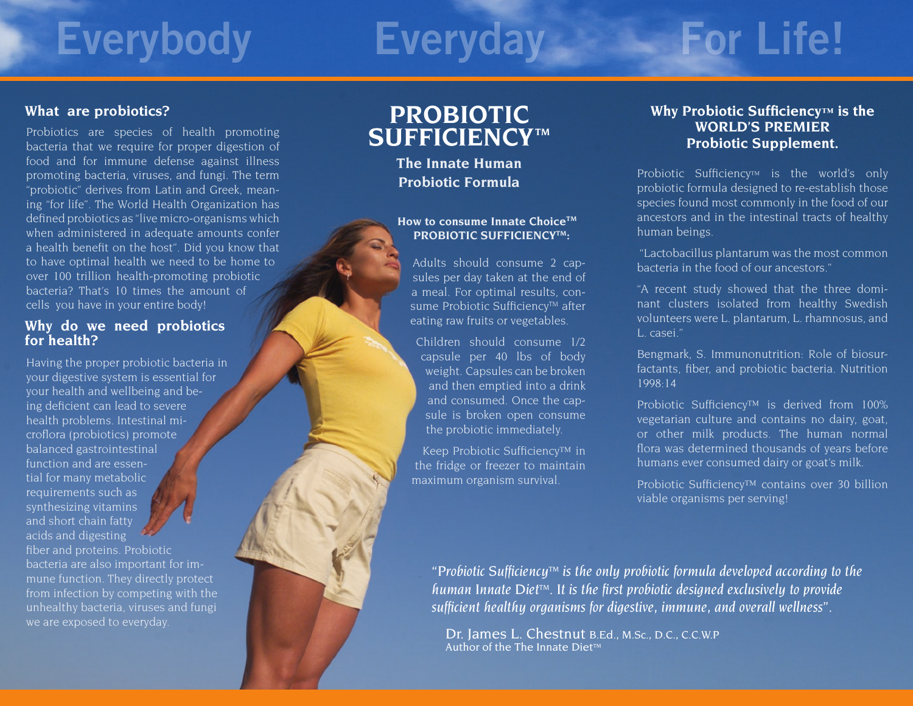# Everybody Everyday For Life!

### What are probiotics?

Probiotics are species of health promoting bacteria that we require for proper digestion of food and for immune defense against illness promoting bacteria, viruses, and fungi. The term "probiotic" derives from Latin and Greek, meaning "for life". The World Health Organization has defined probiotics as "live micro-organisms which when administered in adequate amounts confer a health benefit on the host". Did you know that to have optimal health we need to be home to over 100 trillion health-promoting probiotic bacteria? That's 10 times the amount of cells you have in your entire body!

### Why do we need probiotics for health?

Having the proper probiotic bacteria in your digestive system is essential for your health and wellbeing and being deficient can lead to severe health problems. Intestinal microflora (probiotics) promote balanced gastrointestinal function and are essential for many metabolic requirements such as synthesizing vitamins and short chain fatty acids and digesting fiber and proteins. Probiotic bacteria are also important for immune function. They directly protect from infection by competing with the unhealthy bacteria, viruses and fungi we are exposed to everyday.

## PROBIOTIC SUFFICIENCY™

**The Innate Human Probiotic Formula**

#### How to consume Innate Choice™ PROBIOTIC SUFFICIENCY™:

Adults should consume 2 capsules per day taken at the end of a meal. For optimal results, consume Probiotic Sufficiency™ after eating raw fruits or vegetables.

Children should consume 1/2 capsule per 40 lbs of body weight. Capsules can be broken and then emptied into a drink and consumed. Once the capsule is broken open consume the probiotic immediately.

Keep Probiotic Sufficiency™ in the fridge or freezer to maintain maximum organism survival.

### Why Probiotic Sufficiency™ is the WORLD'S PREMIER Probiotic Supplement.

Probiotic Sufficiency™ is the world's only probiotic formula designed to re-establish those species found most commonly in the food of our ancestors and in the intestinal tracts of healthy human beings.

"Lactobacillus plantarum was the most common bacteria in the food of our ancestors."

"A recent study showed that the three dominant clusters isolated from healthy Swedish volunteers were L. plantarum, L. rhamnosus, and L. casei."

Bengmark, S. Immunonutrition: Role of biosurfactants, fiber, and probiotic bacteria. Nutrition 1998:14

Probiotic Sufficiency™ is derived from 100% vegetarian culture and contains no dairy, goat, or other milk products. The human normal flora was determined thousands of years before humans ever consumed dairy or goat's milk.

Probiotic Sufficiency™ contains over 30 billion viable organisms per serving!

*"Probiotic Sufficiency™ is the only probiotic formula developed according to the human Innate Diet™. It is the first probiotic designed exclusively to provide sufficient healthy organisms for digestive, immune, and overall wellness".*

Dr. James L. Chestnut B.Ed., M.Sc., D.C., C.C.W.P
Author of the The Innate Diet™